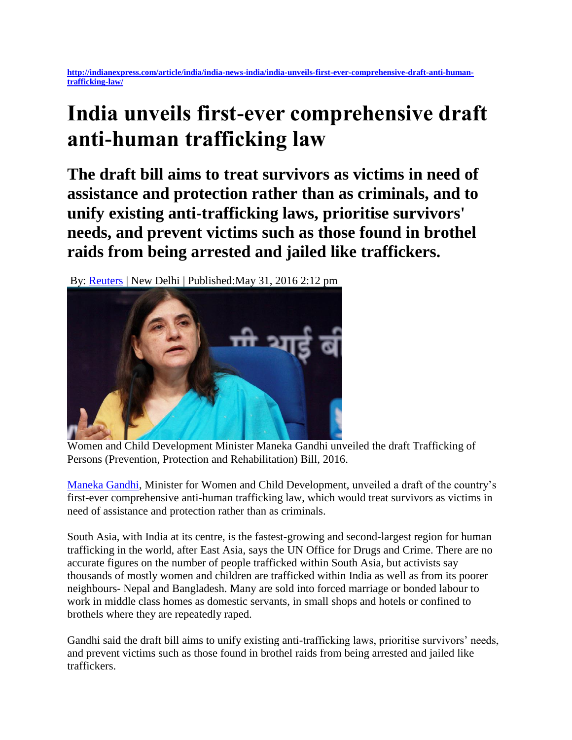http://indianexpress.com/article/india/india-news-india/india-unveils-first-ever-comprehensive-draft-anti-human-trafficking-law/

# India unveils first-ever comprehensive draft anti-human trafficking law

## The draft bill aims to treat survivors as victims in need of assistance and protection rather than as criminals, and to unify existing anti-trafficking laws, prioritise survivors' needs, and prevent victims such as those found in brothel raids from being arrested and jailed like traffickers.

By: Reuters | New Delhi | Published:May 31, 2016 2:12 pm

Women and Child Development Minister Maneka Gandhi unveiled the draft Trafficking of Persons (Prevention, Protection and Rehabilitation) Bill, 2016.

Maneka Gandhi, Minister for Women and Child Development, unveiled a draft of the country's first-ever comprehensive anti-human trafficking law, which would treat survivors as victims in need of assistance and protection rather than as criminals.

South Asia, with India at its centre, is the fastest-growing and second-largest region for human trafficking in the world, after East Asia, says the UN Office for Drugs and Crime. There are no accurate figures on the number of people trafficked within South Asia, but activists say thousands of mostly women and children are trafficked within India as well as from its poorer neighbours- Nepal and Bangladesh. Many are sold into forced marriage or bonded labour to work in middle class homes as domestic servants, in small shops and hotels or confined to brothels where they are repeatedly raped.

Gandhi said the draft bill aims to unify existing anti-trafficking laws, prioritise survivors' needs, and prevent victims such as those found in brothel raids from being arrested and jailed like traffickers.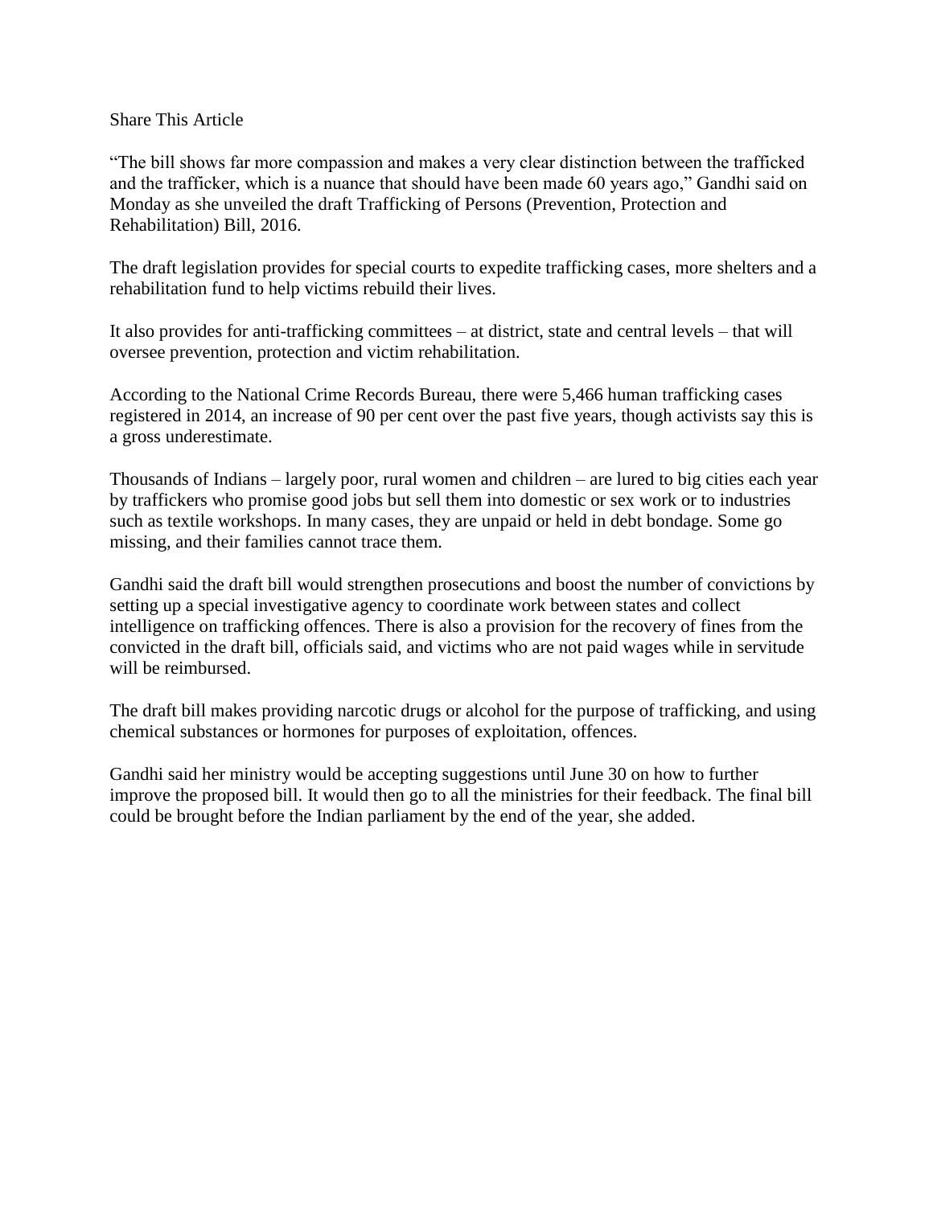Share This Article

“The bill shows far more compassion and makes a very clear distinction between the trafficked and the trafficker, which is a nuance that should have been made 60 years ago,” Gandhi said on Monday as she unveiled the draft Trafficking of Persons (Prevention, Protection and Rehabilitation) Bill, 2016.

The draft legislation provides for special courts to expedite trafficking cases, more shelters and a rehabilitation fund to help victims rebuild their lives.

It also provides for anti-trafficking committees – at district, state and central levels – that will oversee prevention, protection and victim rehabilitation.

According to the National Crime Records Bureau, there were 5,466 human trafficking cases registered in 2014, an increase of 90 per cent over the past five years, though activists say this is a gross underestimate.

Thousands of Indians – largely poor, rural women and children – are lured to big cities each year by traffickers who promise good jobs but sell them into domestic or sex work or to industries such as textile workshops. In many cases, they are unpaid or held in debt bondage. Some go missing, and their families cannot trace them.

Gandhi said the draft bill would strengthen prosecutions and boost the number of convictions by setting up a special investigative agency to coordinate work between states and collect intelligence on trafficking offences. There is also a provision for the recovery of fines from the convicted in the draft bill, officials said, and victims who are not paid wages while in servitude will be reimbursed.

The draft bill makes providing narcotic drugs or alcohol for the purpose of trafficking, and using chemical substances or hormones for purposes of exploitation, offences.

Gandhi said her ministry would be accepting suggestions until June 30 on how to further improve the proposed bill. It would then go to all the ministries for their feedback. The final bill could be brought before the Indian parliament by the end of the year, she added.